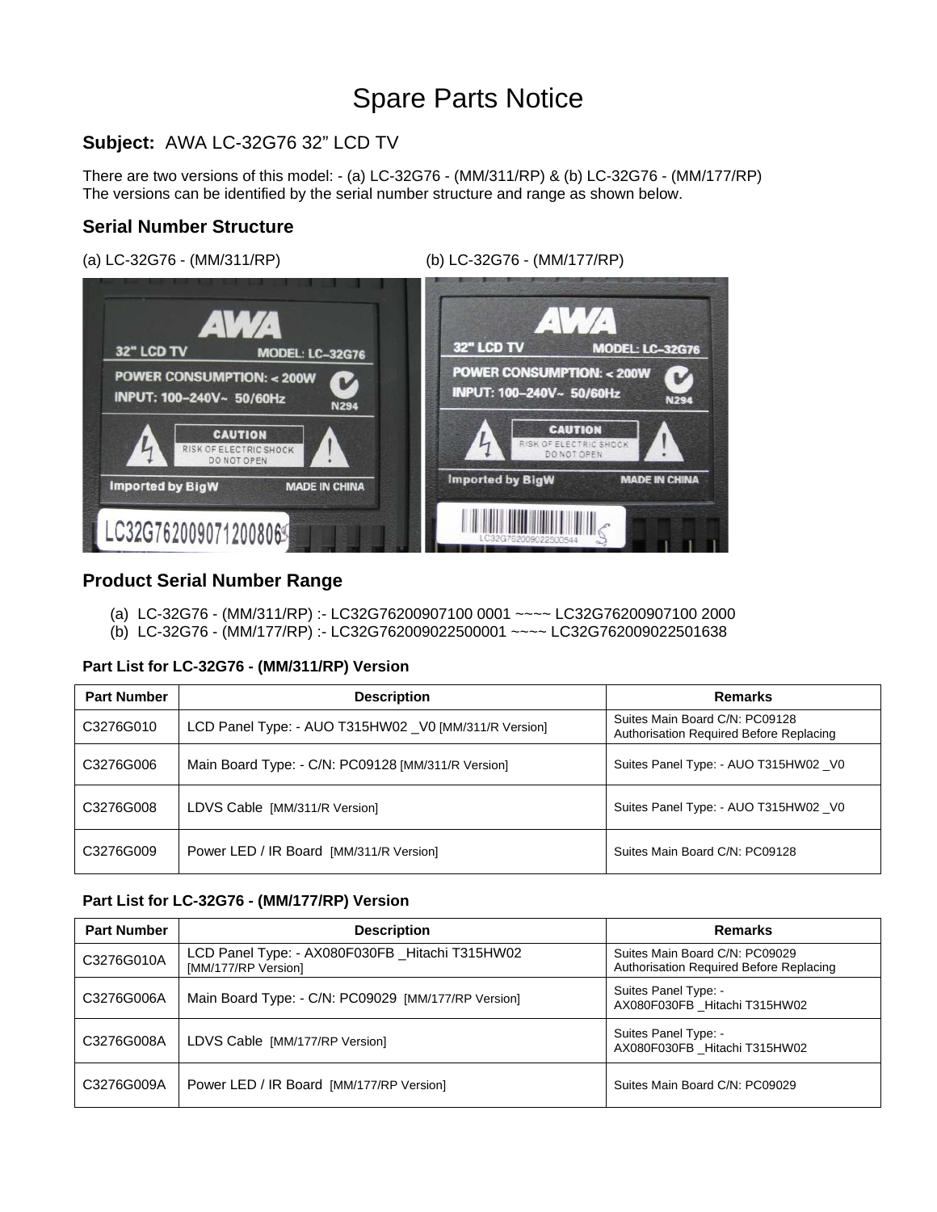# Spare Parts Notice

**Subject:** AWA LC-32G76 32" LCD TV

There are two versions of this model: - (a) LC-32G76 - (MM/311/RP) & (b) LC-32G76 - (MM/177/RP)
The versions can be identified by the serial number structure and range as shown below.

## Serial Number Structure

(a) LC-32G76 - (MM/311/RP) (b) LC-32G76 - (MM/177/RP)

## Product Serial Number Range

(a) LC-32G76 - (MM/311/RP) :- LC32G76200907100 0001 ~~~~ LC32G76200907100 2000
(b) LC-32G76 - (MM/177/RP) :- LC32G762009022500001 ~~~~ LC32G762009022501638

**Part List for LC-32G76 - (MM/311/RP) Version**

| Part Number | Description | Remarks |
|---|---|---|
| C3276G010 | LCD Panel Type: - AUO T315HW02 _V0 [MM/311/R Version] | Suites Main Board C/N: PC09128 Authorisation Required Before Replacing |
| C3276G006 | Main Board Type: - C/N: PC09128 [MM/311/R Version] | Suites Panel Type: - AUO T315HW02 _V0 |
| C3276G008 | LDVS Cable [MM/311/R Version] | Suites Panel Type: - AUO T315HW02 _V0 |
| C3276G009 | Power LED / IR Board [MM/311/R Version] | Suites Main Board C/N: PC09128 |

**Part List for LC-32G76 - (MM/177/RP) Version**

| Part Number | Description | Remarks |
|---|---|---|
| C3276G010A | LCD Panel Type: - AX080F030FB _Hitachi T315HW02 [MM/177/RP Version] | Suites Main Board C/N: PC09029 Authorisation Required Before Replacing |
| C3276G006A | Main Board Type: - C/N: PC09029 [MM/177/RP Version] | Suites Panel Type: - AX080F030FB _Hitachi T315HW02 |
| C3276G008A | LDVS Cable [MM/177/RP Version] | Suites Panel Type: - AX080F030FB _Hitachi T315HW02 |
| C3276G009A | Power LED / IR Board [MM/177/RP Version] | Suites Main Board C/N: PC09029 |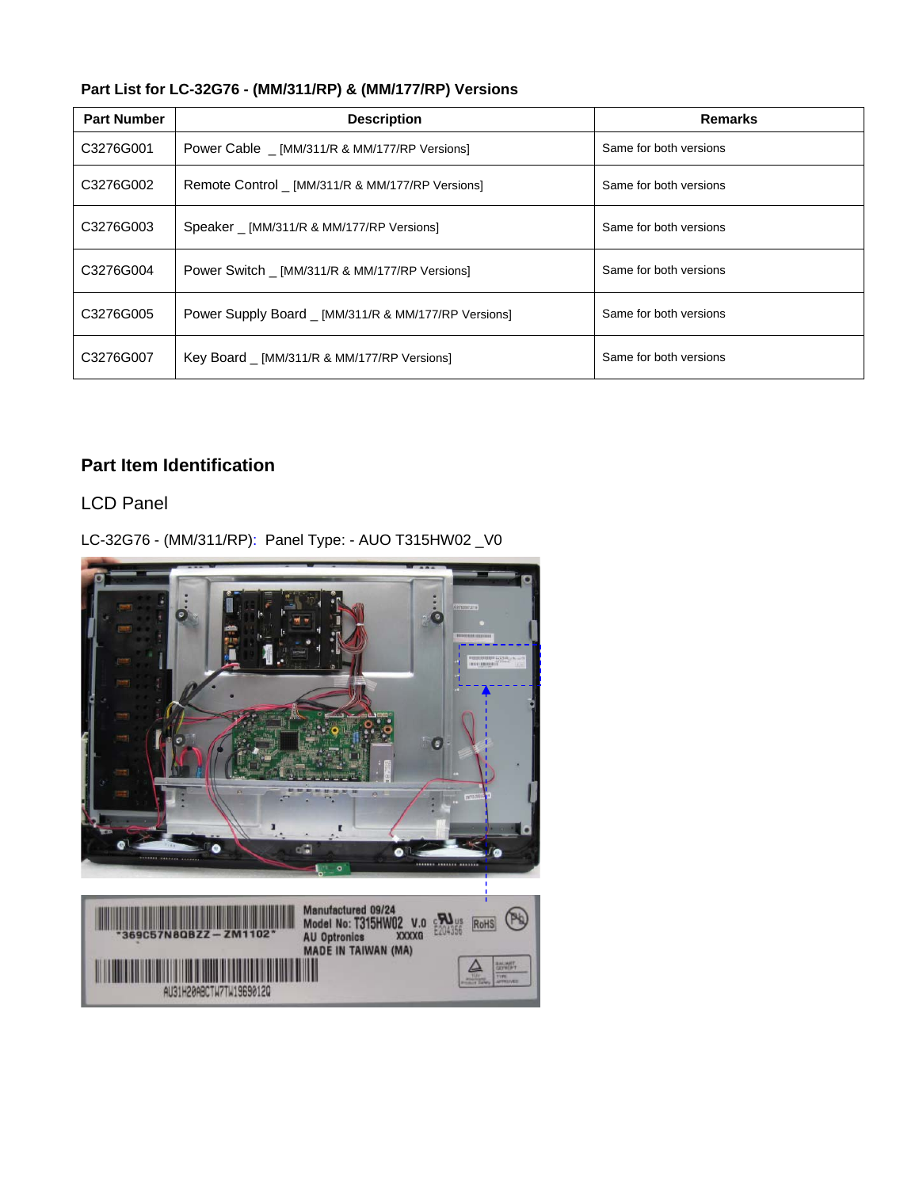**Part List for LC-32G76 - (MM/311/RP) & (MM/177/RP) Versions**

| Part Number | Description | Remarks |
|---|---|---|
| C3276G001 | Power Cable _ [MM/311/R & MM/177/RP Versions] | Same for both versions |
| C3276G002 | Remote Control _ [MM/311/R & MM/177/RP Versions] | Same for both versions |
| C3276G003 | Speaker _ [MM/311/R & MM/177/RP Versions] | Same for both versions |
| C3276G004 | Power Switch _ [MM/311/R & MM/177/RP Versions] | Same for both versions |
| C3276G005 | Power Supply Board _ [MM/311/R & MM/177/RP Versions] | Same for both versions |
| C3276G007 | Key Board _ [MM/311/R & MM/177/RP Versions] | Same for both versions |

## Part Item Identification

### LCD Panel

LC-32G76 - (MM/311/RP): Panel Type: - AUO T315HW02 _V0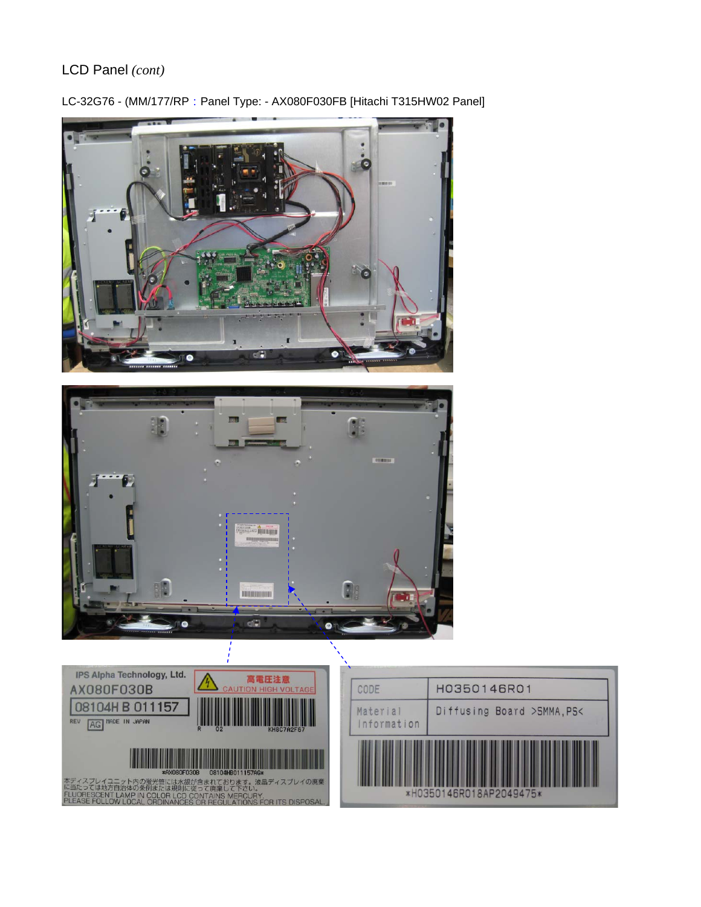LCD Panel *(cont)*

LC-32G76 - (MM/177/RP：Panel Type: - AX080F030FB [Hitachi T315HW02 Panel]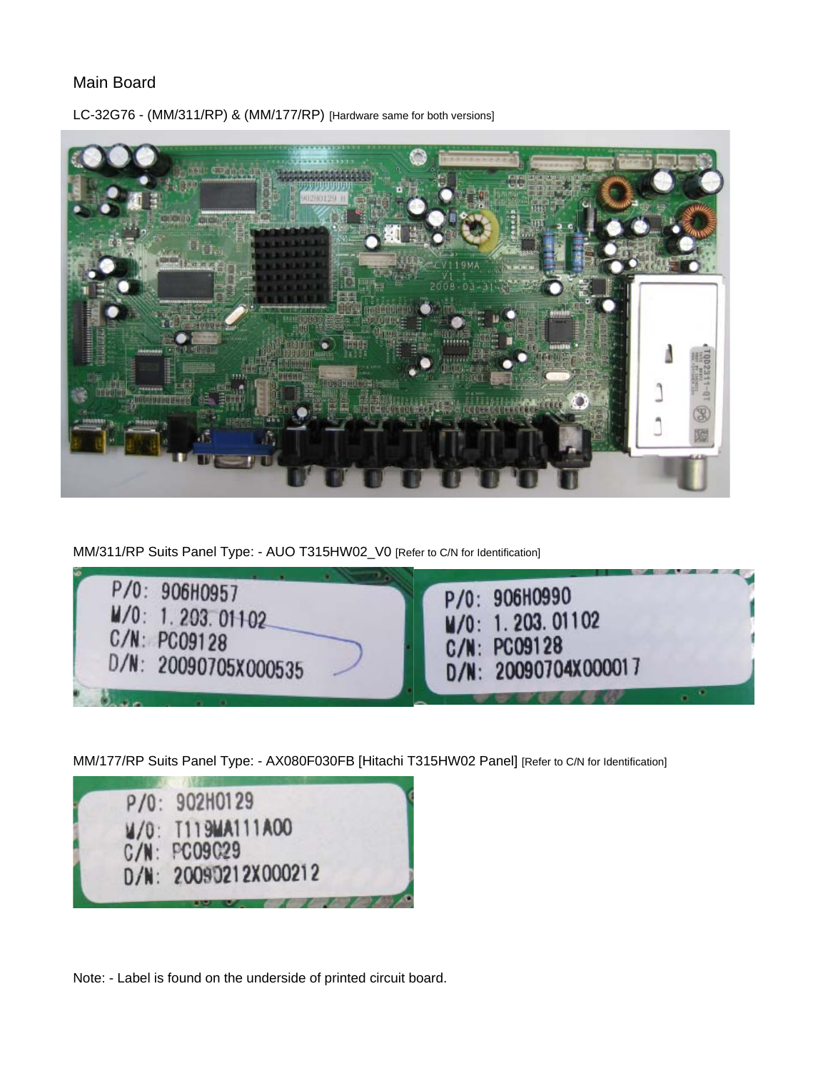# Main Board

LC-32G76 - (MM/311/RP) & (MM/177/RP) [Hardware same for both versions]

MM/311/RP Suits Panel Type: - AUO T315HW02_V0 [Refer to C/N for Identification]

P/0: 906H0957
M/0: 1.203.01102
C/N: PC09128
D/N: 20090705X000535

P/0: 906H0990
M/0: 1.203.01102
C/N: PC09128
D/N: 20090704X000017

MM/177/RP Suits Panel Type: - AX080F030FB [Hitachi T315HW02 Panel] [Refer to C/N for Identification]

P/0: 902H0129
M/0: T119MA111A00
C/N: PC09029
D/N: 20090212X000212

Note: - Label is found on the underside of printed circuit board.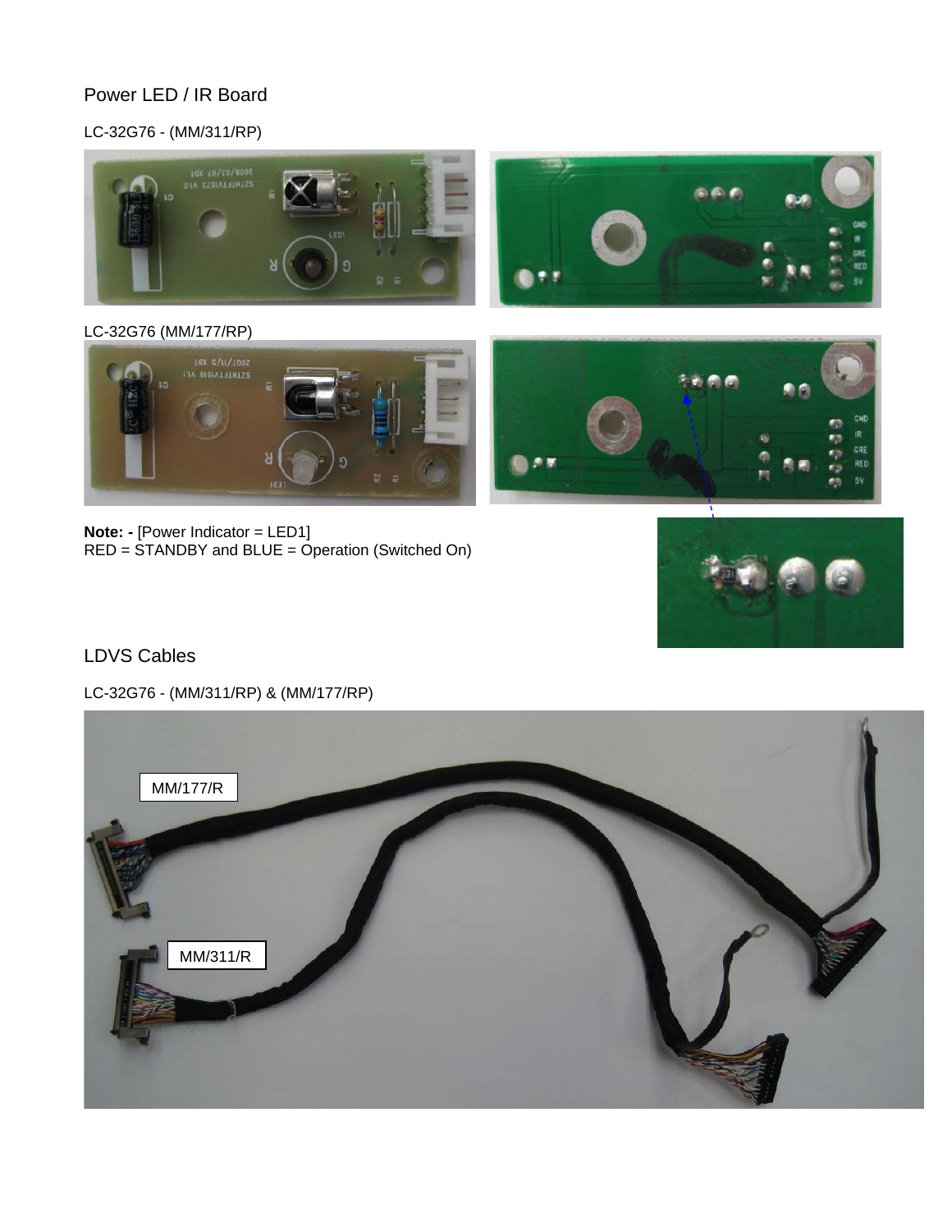## Power LED / IR Board

LC-32G76 - (MM/311/RP)

LC-32G76 (MM/177/RP)

**Note: -** [Power Indicator = LED1]
RED = STANDBY and BLUE = Operation (Switched On)

## LDVS Cables

LC-32G76 - (MM/311/RP) & (MM/177/RP)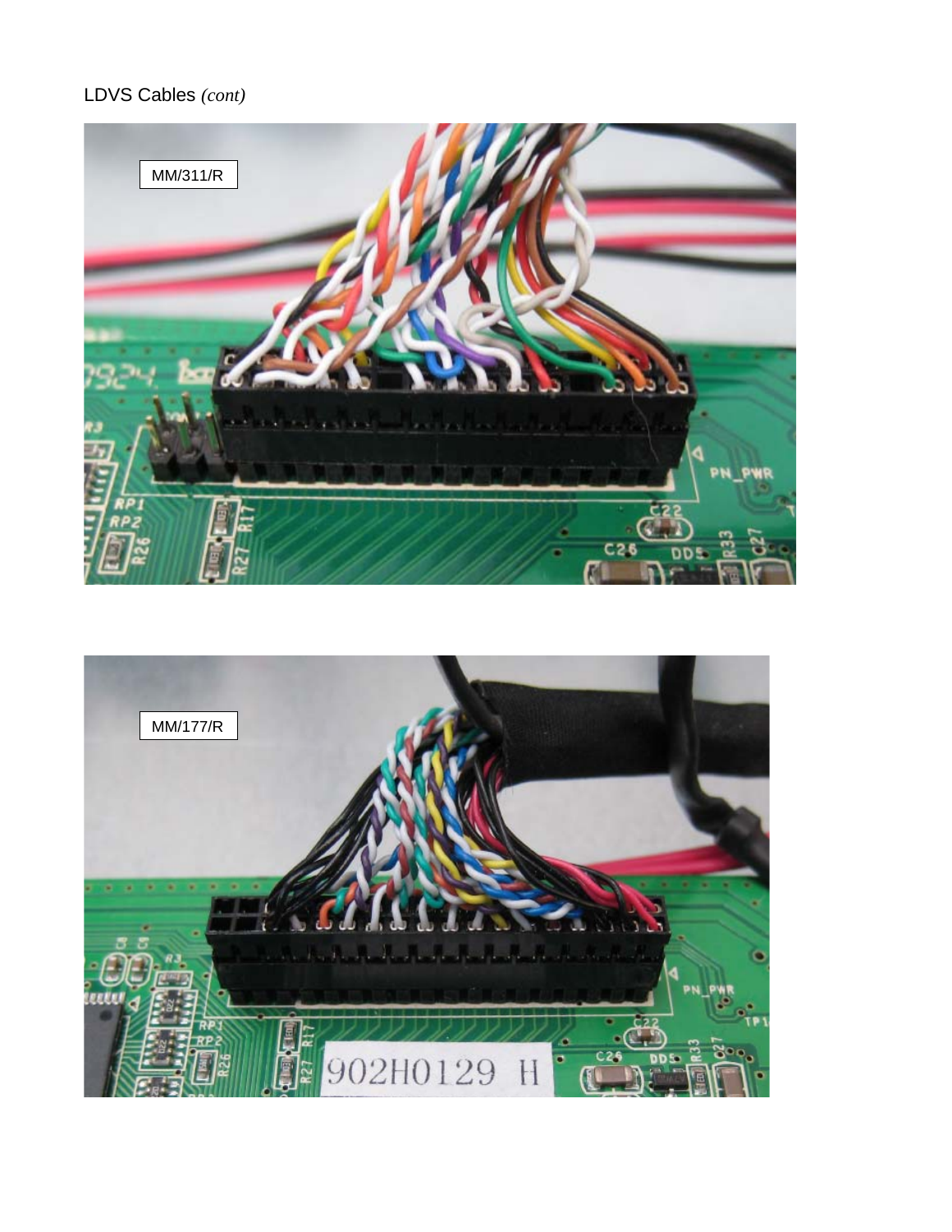LDVS Cables *(cont)*

MM/311/R

MM/177/R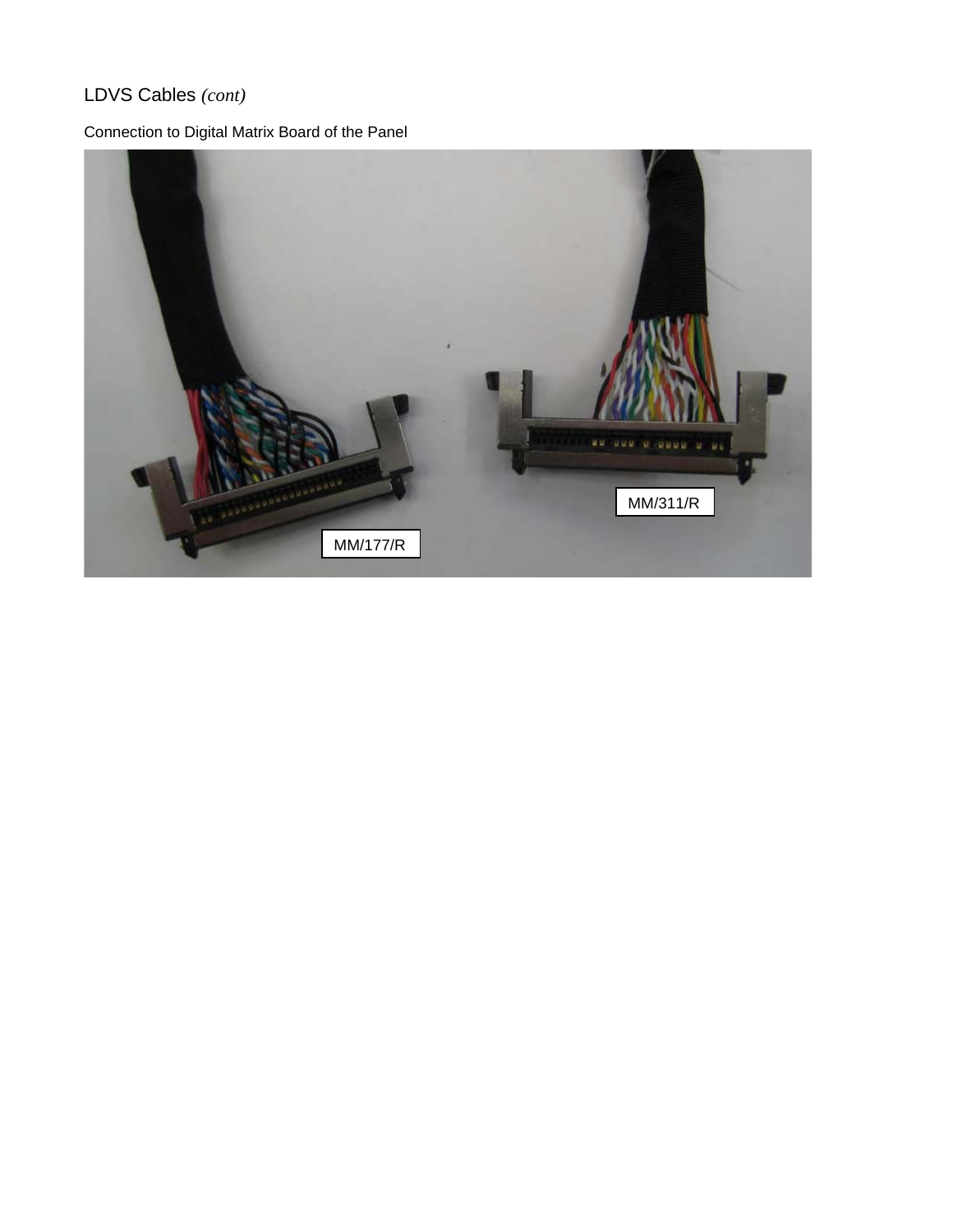LDVS Cables *(cont)*

Connection to Digital Matrix Board of the Panel

MM/311/R

MM/177/R